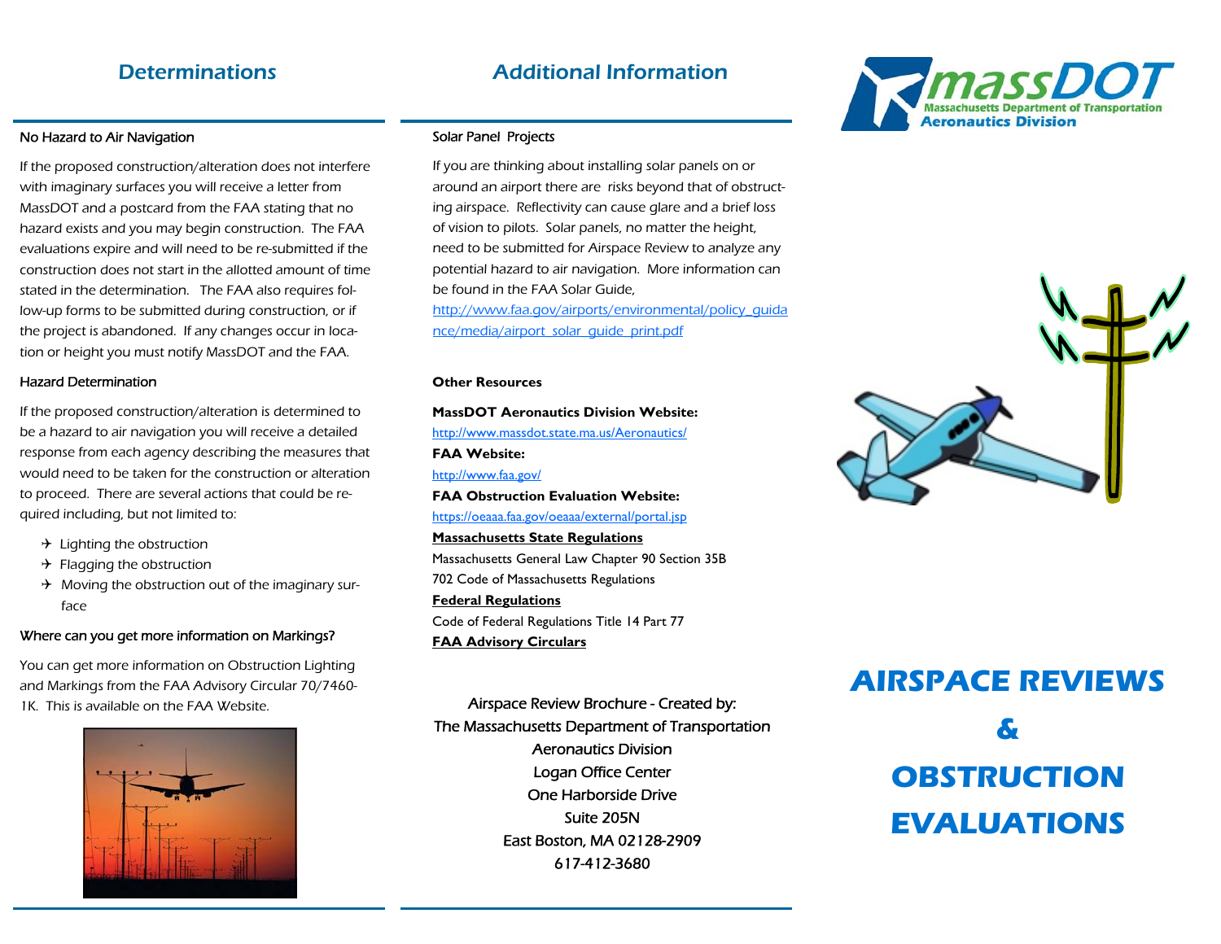## Determinations

### No Hazard to Air Navigation

If the proposed construction/alteration does not interfere with imaginary surfaces you will receive a letter from MassDOT and a postcard from the FAA stating that no hazard exists and you may begin construction. The FAA evaluations expire and will need to be re-submitted if the construction does not start in the allotted amount of time stated in the determination. The FAA also requires follow-up forms to be submitted during construction, or if the project is abandoned. If any changes occur in location or height you must notify MassDOT and the FAA.

### Hazard Determination

If the proposed construction/alteration is determined to be a hazard to air navigation you will receive a detailed response from each agency describing the measures that would need to be taken for the construction or alteration to proceed. There are several actions that could be required including, but not limited to:

- Lighting the obstruction
- Flagging the obstruction
- Moving the obstruction out of the imaginary surface

### Where can you get more information on Markings?

You can get more information on Obstruction Lighting and Markings from the FAA Advisory Circular 70/7460-1K. This is available on the FAA Website.

## Additional Information

### Solar Panel Projects

If you are thinking about installing solar panels on or around an airport there are risks beyond that of obstructing airspace. Reflectivity can cause glare and a brief loss of vision to pilots. Solar panels, no matter the height, need to be submitted for Airspace Review to analyze any potential hazard to air navigation. More information can be found in the FAA Solar Guide, http://www.faa.gov/airports/environmental/policy_guidance/media/airport_solar_guide_print.pdf

### Other Resources

**MassDOT Aeronautics Division Website:**
http://www.massdot.state.ma.us/Aeronautics/

**FAA Website:**
http://www.faa.gov/

**FAA Obstruction Evaluation Website:**
https://oeaaa.faa.gov/oeaaa/external/portal.jsp

**Massachusetts State Regulations**
Massachusetts General Law Chapter 90 Section 35B
702 Code of Massachusetts Regulations

**Federal Regulations**
Code of Federal Regulations Title 14 Part 77

**FAA Advisory Circulars**

Airspace Review Brochure - Created by:
The Massachusetts Department of Transportation
Aeronautics Division
Logan Office Center
One Harborside Drive
Suite 205N
East Boston, MA 02128-2909
617-412-3680

massDOT
Massachusetts Department of Transportation
Aeronautics Division

# AIRSPACE REVIEWS & OBSTRUCTION EVALUATIONS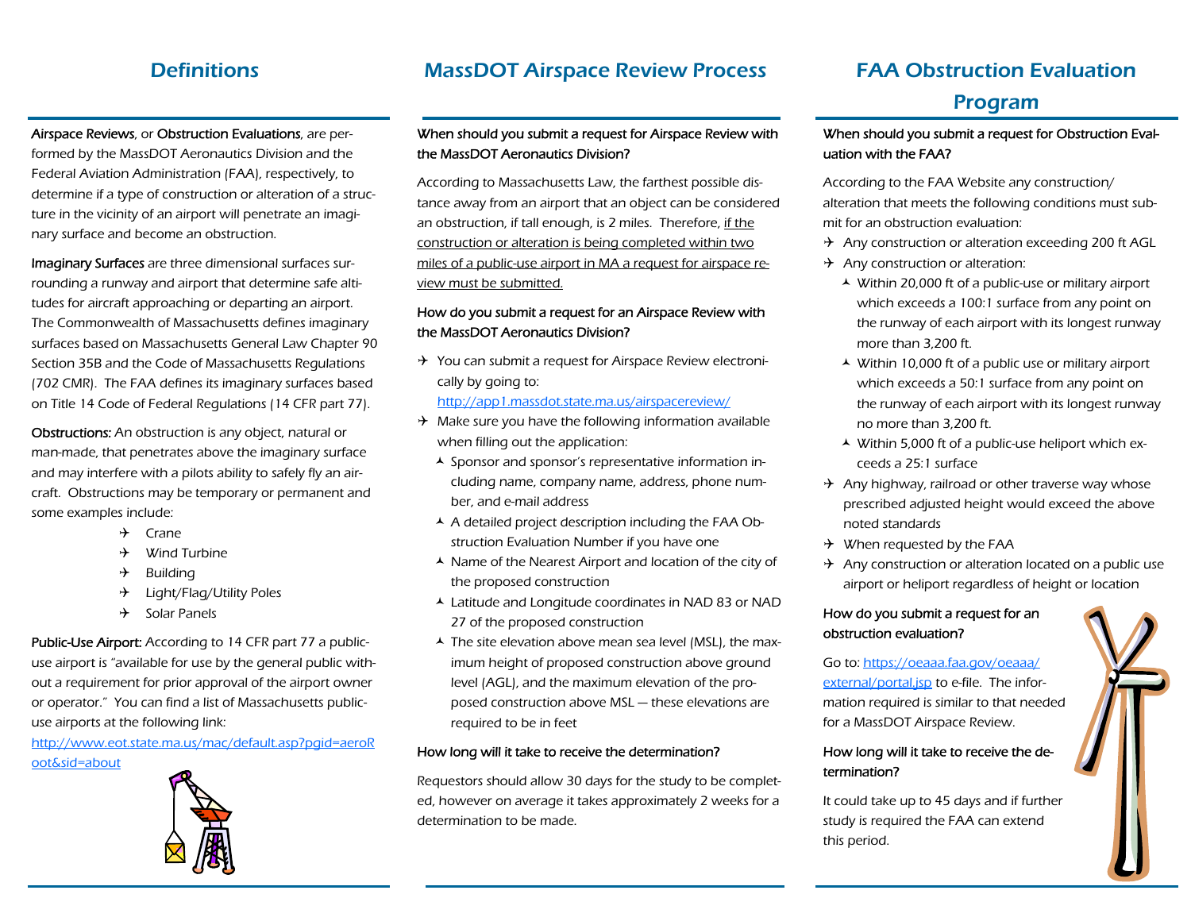## Definitions

**Airspace Reviews**, or **Obstruction Evaluations**, are performed by the MassDOT Aeronautics Division and the Federal Aviation Administration (FAA), respectively, to determine if a type of construction or alteration of a structure in the vicinity of an airport will penetrate an imaginary surface and become an obstruction.

**Imaginary Surfaces** are three dimensional surfaces surrounding a runway and airport that determine safe altitudes for aircraft approaching or departing an airport. The Commonwealth of Massachusetts defines imaginary surfaces based on Massachusetts General Law Chapter 90 Section 35B and the Code of Massachusetts Regulations (702 CMR). The FAA defines its imaginary surfaces based on Title 14 Code of Federal Regulations (14 CFR part 77).

**Obstructions:** An obstruction is any object, natural or man-made, that penetrates above the imaginary surface and may interfere with a pilots ability to safely fly an aircraft. Obstructions may be temporary or permanent and some examples include:

- Crane
- Wind Turbine
- Building
- Light/Flag/Utility Poles
- Solar Panels

**Public-Use Airport:** According to 14 CFR part 77 a public-use airport is "available for use by the general public without a requirement for prior approval of the airport owner or operator." You can find a list of Massachusetts public-use airports at the following link:

http://www.eot.state.ma.us/mac/default.asp?pgid=aeroRoot&sid=about

## MassDOT Airspace Review Process

**When should you submit a request for Airspace Review with the MassDOT Aeronautics Division?**

According to Massachusetts Law, the farthest possible distance away from an airport that an object can be considered an obstruction, if tall enough, is 2 miles. Therefore, <u>if the construction or alteration is being completed within two miles of a public-use airport in MA a request for airspace review must be submitted.</u>

**How do you submit a request for an Airspace Review with the MassDOT Aeronautics Division?**

- You can submit a request for Airspace Review electronically by going to: http://app1.massdot.state.ma.us/airspacereview/
- Make sure you have the following information available when filling out the application:
  - Sponsor and sponsor's representative information including name, company name, address, phone number, and e-mail address
  - A detailed project description including the FAA Obstruction Evaluation Number if you have one
  - Name of the Nearest Airport and location of the city of the proposed construction
  - Latitude and Longitude coordinates in NAD 83 or NAD 27 of the proposed construction
  - The site elevation above mean sea level (MSL), the maximum height of proposed construction above ground level (AGL), and the maximum elevation of the proposed construction above MSL — these elevations are required to be in feet

**How long will it take to receive the determination?**

Requestors should allow 30 days for the study to be completed, however on average it takes approximately 2 weeks for a determination to be made.

## FAA Obstruction Evaluation Program

**When should you submit a request for Obstruction Evaluation with the FAA?**

According to the FAA Website any construction/alteration that meets the following conditions must submit for an obstruction evaluation:

- Any construction or alteration exceeding 200 ft AGL
- Any construction or alteration:
  - Within 20,000 ft of a public-use or military airport which exceeds a 100:1 surface from any point on the runway of each airport with its longest runway more than 3,200 ft.
  - Within 10,000 ft of a public use or military airport which exceeds a 50:1 surface from any point on the runway of each airport with its longest runway no more than 3,200 ft.
  - Within 5,000 ft of a public-use heliport which exceeds a 25:1 surface
- Any highway, railroad or other traverse way whose prescribed adjusted height would exceed the above noted standards
- When requested by the FAA
- Any construction or alteration located on a public use airport or heliport regardless of height or location

**How do you submit a request for an obstruction evaluation?**

Go to: https://oeaaa.faa.gov/oeaaa/external/portal.jsp to e-file. The information required is similar to that needed for a MassDOT Airspace Review.

**How long will it take to receive the determination?**

It could take up to 45 days and if further study is required the FAA can extend this period.